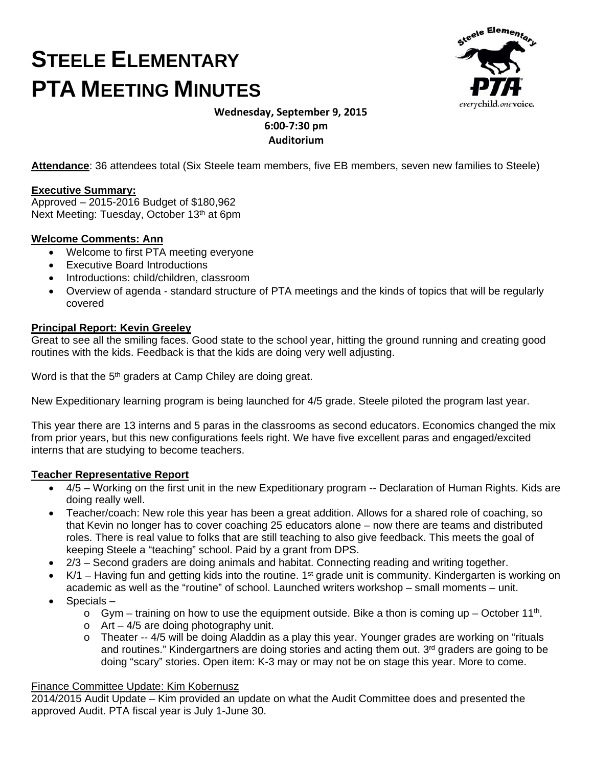# STEELE ELEMENTARY PTA MEETING MINUTES

**Wednesday, September 9, 2015**
**6:00-7:30 pm**
**Auditorium**

**Attendance**: 36 attendees total (Six Steele team members, five EB members, seven new families to Steele)

**Executive Summary:**
Approved – 2015-2016 Budget of $180,962
Next Meeting: Tuesday, October 13th at 6pm

**Welcome Comments: Ann**

- Welcome to first PTA meeting everyone
- Executive Board Introductions
- Introductions: child/children, classroom
- Overview of agenda - standard structure of PTA meetings and the kinds of topics that will be regularly covered

**Principal Report: Kevin Greeley**

Great to see all the smiling faces. Good state to the school year, hitting the ground running and creating good routines with the kids. Feedback is that the kids are doing very well adjusting.

Word is that the 5th graders at Camp Chiley are doing great.

New Expeditionary learning program is being launched for 4/5 grade. Steele piloted the program last year.

This year there are 13 interns and 5 paras in the classrooms as second educators. Economics changed the mix from prior years, but this new configurations feels right. We have five excellent paras and engaged/excited interns that are studying to become teachers.

**Teacher Representative Report**

- 4/5 – Working on the first unit in the new Expeditionary program -- Declaration of Human Rights. Kids are doing really well.
- Teacher/coach: New role this year has been a great addition. Allows for a shared role of coaching, so that Kevin no longer has to cover coaching 25 educators alone – now there are teams and distributed roles. There is real value to folks that are still teaching to also give feedback. This meets the goal of keeping Steele a "teaching" school. Paid by a grant from DPS.
- 2/3 – Second graders are doing animals and habitat. Connecting reading and writing together.
- K/1 – Having fun and getting kids into the routine. 1st grade unit is community. Kindergarten is working on academic as well as the "routine" of school. Launched writers workshop – small moments – unit.
- Specials –
  - Gym – training on how to use the equipment outside. Bike a thon is coming up – October 11th.
  - Art – 4/5 are doing photography unit.
  - Theater -- 4/5 will be doing Aladdin as a play this year. Younger grades are working on "rituals and routines." Kindergartners are doing stories and acting them out. 3rd graders are going to be doing "scary" stories. Open item: K-3 may or may not be on stage this year. More to come.

Finance Committee Update: Kim Kobernusz

2014/2015 Audit Update – Kim provided an update on what the Audit Committee does and presented the approved Audit. PTA fiscal year is July 1-June 30.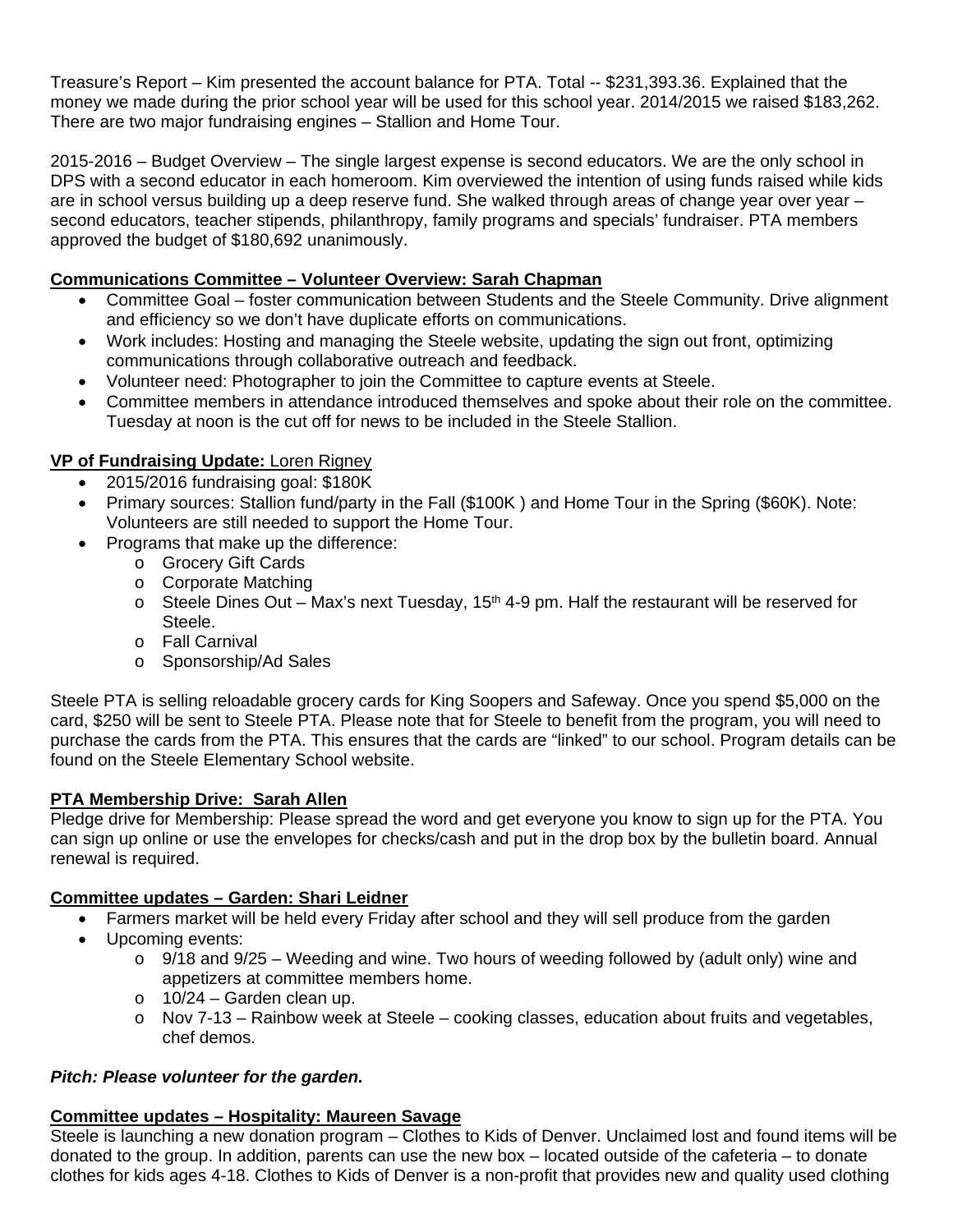Treasure's Report – Kim presented the account balance for PTA. Total -- $231,393.36. Explained that the money we made during the prior school year will be used for this school year. 2014/2015 we raised $183,262. There are two major fundraising engines – Stallion and Home Tour.

2015-2016 – Budget Overview – The single largest expense is second educators. We are the only school in DPS with a second educator in each homeroom. Kim overviewed the intention of using funds raised while kids are in school versus building up a deep reserve fund. She walked through areas of change year over year – second educators, teacher stipends, philanthropy, family programs and specials' fundraiser. PTA members approved the budget of $180,692 unanimously.

**Communications Committee – Volunteer Overview: Sarah Chapman**

- Committee Goal – foster communication between Students and the Steele Community. Drive alignment and efficiency so we don't have duplicate efforts on communications.
- Work includes: Hosting and managing the Steele website, updating the sign out front, optimizing communications through collaborative outreach and feedback.
- Volunteer need: Photographer to join the Committee to capture events at Steele.
- Committee members in attendance introduced themselves and spoke about their role on the committee. Tuesday at noon is the cut off for news to be included in the Steele Stallion.

**VP of Fundraising Update:** Loren Rigney

- 2015/2016 fundraising goal: $180K
- Primary sources: Stallion fund/party in the Fall ($100K ) and Home Tour in the Spring ($60K). Note: Volunteers are still needed to support the Home Tour.
- Programs that make up the difference:
  - Grocery Gift Cards
  - Corporate Matching
  - Steele Dines Out – Max's next Tuesday, 15th 4-9 pm. Half the restaurant will be reserved for Steele.
  - Fall Carnival
  - Sponsorship/Ad Sales

Steele PTA is selling reloadable grocery cards for King Soopers and Safeway. Once you spend $5,000 on the card, $250 will be sent to Steele PTA. Please note that for Steele to benefit from the program, you will need to purchase the cards from the PTA. This ensures that the cards are "linked" to our school. Program details can be found on the Steele Elementary School website.

**PTA Membership Drive: Sarah Allen**

Pledge drive for Membership: Please spread the word and get everyone you know to sign up for the PTA. You can sign up online or use the envelopes for checks/cash and put in the drop box by the bulletin board. Annual renewal is required.

**Committee updates – Garden: Shari Leidner**

- Farmers market will be held every Friday after school and they will sell produce from the garden
- Upcoming events:
  - 9/18 and 9/25 – Weeding and wine. Two hours of weeding followed by (adult only) wine and appetizers at committee members home.
  - 10/24 – Garden clean up.
  - Nov 7-13 – Rainbow week at Steele – cooking classes, education about fruits and vegetables, chef demos.

***Pitch: Please volunteer for the garden.***

**Committee updates – Hospitality: Maureen Savage**

Steele is launching a new donation program – Clothes to Kids of Denver. Unclaimed lost and found items will be donated to the group. In addition, parents can use the new box – located outside of the cafeteria – to donate clothes for kids ages 4-18. Clothes to Kids of Denver is a non-profit that provides new and quality used clothing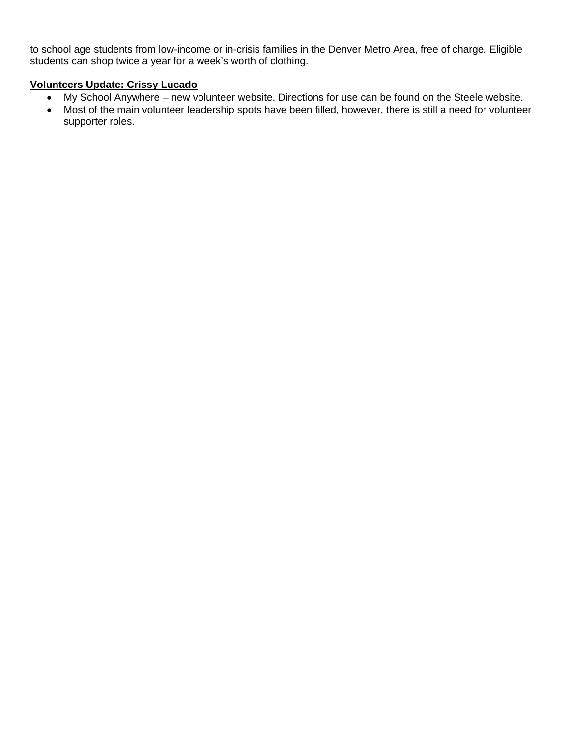to school age students from low-income or in-crisis families in the Denver Metro Area, free of charge. Eligible students can shop twice a year for a week's worth of clothing.

**Volunteers Update: Crissy Lucado**

- My School Anywhere – new volunteer website. Directions for use can be found on the Steele website.
- Most of the main volunteer leadership spots have been filled, however, there is still a need for volunteer supporter roles.